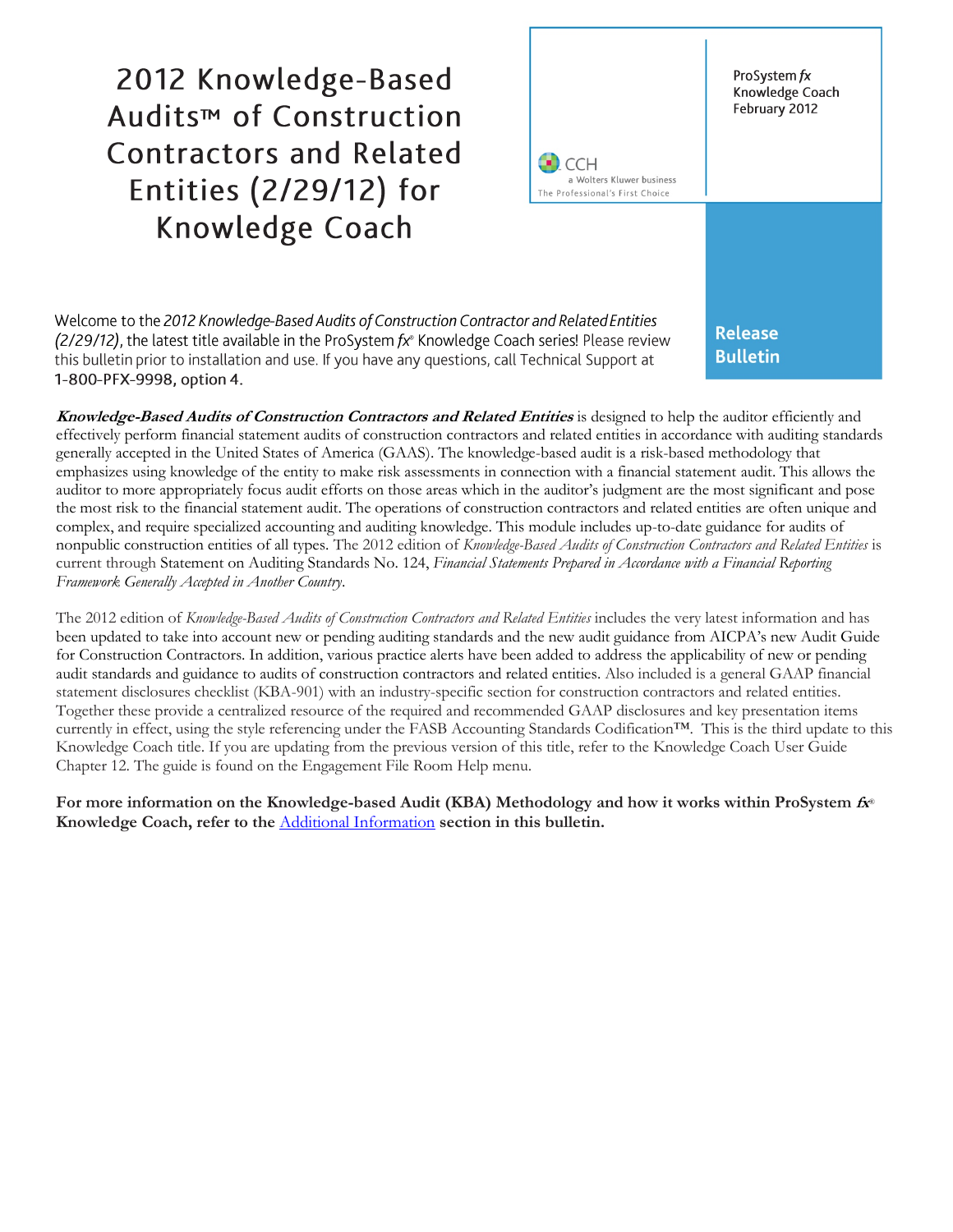# 2012 Knowledge-Based Audits™ of Construction Contractors and Related Entities (2/29/12) for Knowledge Coach

CCH
a Wolters Kluwer business
The Professional's First Choice

ProSystem *fx*
Knowledge Coach
February 2012

**Release Bulletin**

Welcome to the *2012 Knowledge-Based Audits of Construction Contractor and Related Entities (2/29/12)*, the latest title available in the ProSystem *fx*® Knowledge Coach series! Please review this bulletin prior to installation and use. If you have any questions, call Technical Support at 1-800-PFX-9998, option 4.

***Knowledge-Based Audits of Construction Contractors and Related Entities*** is designed to help the auditor efficiently and effectively perform financial statement audits of construction contractors and related entities in accordance with auditing standards generally accepted in the United States of America (GAAS). The knowledge-based audit is a risk-based methodology that emphasizes using knowledge of the entity to make risk assessments in connection with a financial statement audit. This allows the auditor to more appropriately focus audit efforts on those areas which in the auditor's judgment are the most significant and pose the most risk to the financial statement audit. The operations of construction contractors and related entities are often unique and complex, and require specialized accounting and auditing knowledge. This module includes up-to-date guidance for audits of nonpublic construction entities of all types. The 2012 edition of *Knowledge-Based Audits of Construction Contractors and Related Entities* is current through Statement on Auditing Standards No. 124, *Financial Statements Prepared in Accordance with a Financial Reporting Framework Generally Accepted in Another Country*.

The 2012 edition of *Knowledge-Based Audits of Construction Contractors and Related Entities* includes the very latest information and has been updated to take into account new or pending auditing standards and the new audit guidance from AICPA's new Audit Guide for Construction Contractors. In addition, various practice alerts have been added to address the applicability of new or pending audit standards and guidance to audits of construction contractors and related entities. Also included is a general GAAP financial statement disclosures checklist (KBA-901) with an industry-specific section for construction contractors and related entities. Together these provide a centralized resource of the required and recommended GAAP disclosures and key presentation items currently in effect, using the style referencing under the FASB Accounting Standards Codification™. This is the third update to this Knowledge Coach title. If you are updating from the previous version of this title, refer to the Knowledge Coach User Guide Chapter 12. The guide is found on the Engagement File Room Help menu.

**For more information on the Knowledge-based Audit (KBA) Methodology and how it works within ProSystem *fx*® Knowledge Coach, refer to the Additional Information section in this bulletin.**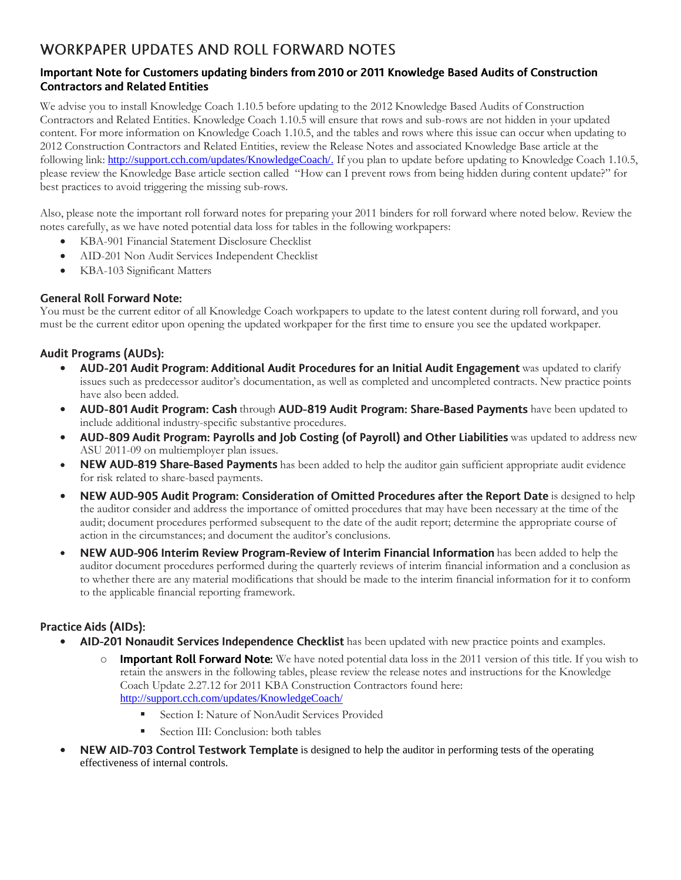# WORKPAPER UPDATES AND ROLL FORWARD NOTES

### Important Note for Customers updating binders from 2010 or 2011 Knowledge Based Audits of Construction Contractors and Related Entities

We advise you to install Knowledge Coach 1.10.5 before updating to the 2012 Knowledge Based Audits of Construction Contractors and Related Entities. Knowledge Coach 1.10.5 will ensure that rows and sub-rows are not hidden in your updated content. For more information on Knowledge Coach 1.10.5, and the tables and rows where this issue can occur when updating to 2012 Construction Contractors and Related Entities, review the Release Notes and associated Knowledge Base article at the following link: http://support.cch.com/updates/KnowledgeCoach/. If you plan to update before updating to Knowledge Coach 1.10.5, please review the Knowledge Base article section called "How can I prevent rows from being hidden during content update?" for best practices to avoid triggering the missing sub-rows.

Also, please note the important roll forward notes for preparing your 2011 binders for roll forward where noted below. Review the notes carefully, as we have noted potential data loss for tables in the following workpapers:

- KBA-901 Financial Statement Disclosure Checklist
- AID-201 Non Audit Services Independent Checklist
- KBA-103 Significant Matters

### General Roll Forward Note:

You must be the current editor of all Knowledge Coach workpapers to update to the latest content during roll forward, and you must be the current editor upon opening the updated workpaper for the first time to ensure you see the updated workpaper.

### Audit Programs (AUDs):

- **AUD-201 Audit Program: Additional Audit Procedures for an Initial Audit Engagement** was updated to clarify issues such as predecessor auditor's documentation, as well as completed and uncompleted contracts. New practice points have also been added.
- **AUD-801 Audit Program: Cash** through **AUD-819 Audit Program: Share-Based Payments** have been updated to include additional industry-specific substantive procedures.
- **AUD-809 Audit Program: Payrolls and Job Costing (of Payroll) and Other Liabilities** was updated to address new ASU 2011-09 on multiemployer plan issues.
- **NEW AUD-819 Share-Based Payments** has been added to help the auditor gain sufficient appropriate audit evidence for risk related to share-based payments.
- **NEW AUD-905 Audit Program: Consideration of Omitted Procedures after the Report Date** is designed to help the auditor consider and address the importance of omitted procedures that may have been necessary at the time of the audit; document procedures performed subsequent to the date of the audit report; determine the appropriate course of action in the circumstances; and document the auditor's conclusions.
- **NEW AUD-906 Interim Review Program-Review of Interim Financial Information** has been added to help the auditor document procedures performed during the quarterly reviews of interim financial information and a conclusion as to whether there are any material modifications that should be made to the interim financial information for it to conform to the applicable financial reporting framework.

### Practice Aids (AIDs):

- **AID-201 Nonaudit Services Independence Checklist** has been updated with new practice points and examples.
  - **Important Roll Forward Note:** We have noted potential data loss in the 2011 version of this title. If you wish to retain the answers in the following tables, please review the release notes and instructions for the Knowledge Coach Update 2.27.12 for 2011 KBA Construction Contractors found here: http://support.cch.com/updates/KnowledgeCoach/
    - Section I: Nature of NonAudit Services Provided
    - Section III: Conclusion: both tables
- **NEW AID-703 Control Testwork Template** is designed to help the auditor in performing tests of the operating effectiveness of internal controls.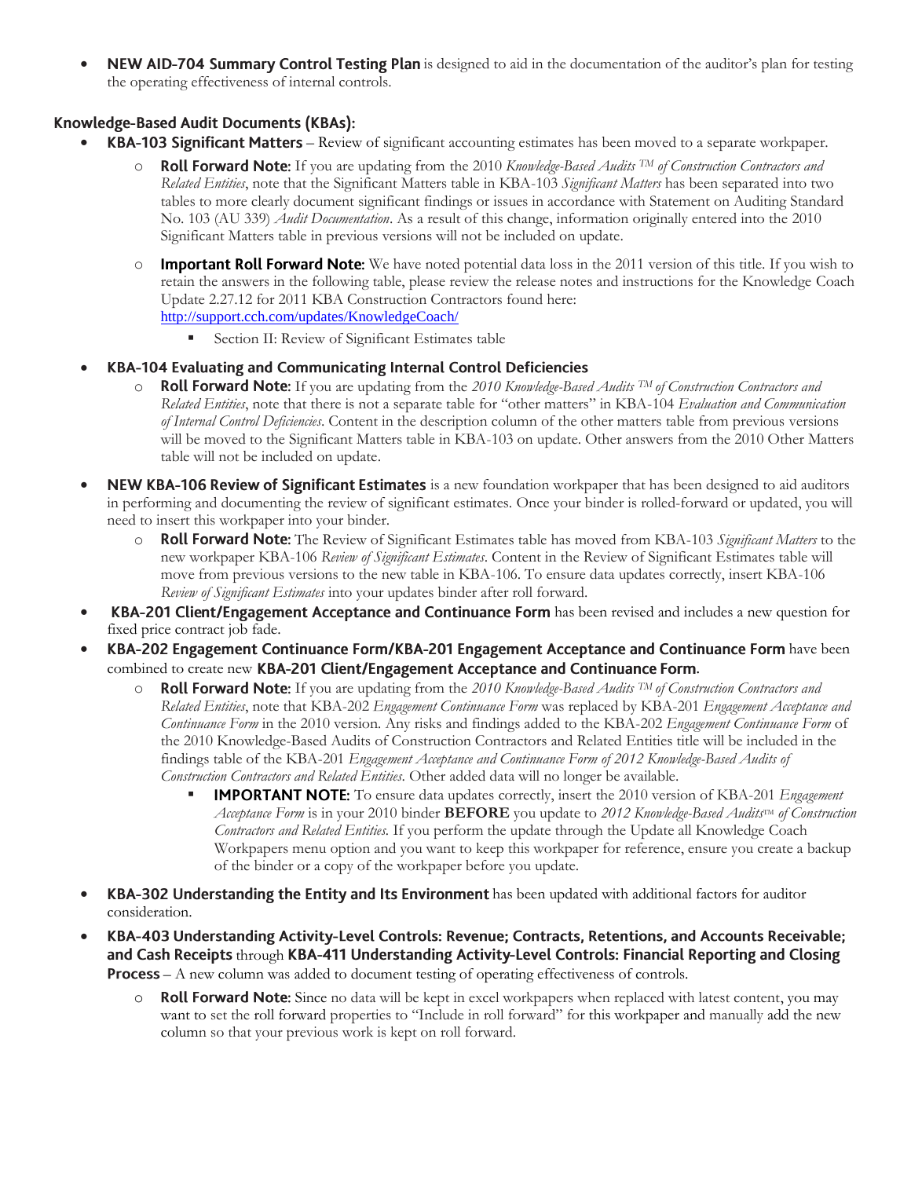- **NEW AID-704 Summary Control Testing Plan** is designed to aid in the documentation of the auditor's plan for testing the operating effectiveness of internal controls.

## Knowledge-Based Audit Documents (KBAs):

- **KBA-103 Significant Matters** – Review of significant accounting estimates has been moved to a separate workpaper.
  - **Roll Forward Note:** If you are updating from the 2010 *Knowledge-Based Audits ™ of Construction Contractors and Related Entities*, note that the Significant Matters table in KBA-103 *Significant Matters* has been separated into two tables to more clearly document significant findings or issues in accordance with Statement on Auditing Standard No. 103 (AU 339) *Audit Documentation*. As a result of this change, information originally entered into the 2010 Significant Matters table in previous versions will not be included on update.
  - **Important Roll Forward Note:** We have noted potential data loss in the 2011 version of this title. If you wish to retain the answers in the following table, please review the release notes and instructions for the Knowledge Coach Update 2.27.12 for 2011 KBA Construction Contractors found here: http://support.cch.com/updates/KnowledgeCoach/
    - Section II: Review of Significant Estimates table
- **KBA-104 Evaluating and Communicating Internal Control Deficiencies**
  - **Roll Forward Note:** If you are updating from the *2010 Knowledge-Based Audits ™ of Construction Contractors and Related Entities*, note that there is not a separate table for "other matters" in KBA-104 *Evaluation and Communication of Internal Control Deficiencies*. Content in the description column of the other matters table from previous versions will be moved to the Significant Matters table in KBA-103 on update. Other answers from the 2010 Other Matters table will not be included on update.
- **NEW KBA-106 Review of Significant Estimates** is a new foundation workpaper that has been designed to aid auditors in performing and documenting the review of significant estimates. Once your binder is rolled-forward or updated, you will need to insert this workpaper into your binder.
  - **Roll Forward Note:** The Review of Significant Estimates table has moved from KBA-103 *Significant Matters* to the new workpaper KBA-106 *Review of Significant Estimates*. Content in the Review of Significant Estimates table will move from previous versions to the new table in KBA-106. To ensure data updates correctly, insert KBA-106 *Review of Significant Estimates* into your updates binder after roll forward.
- **KBA-201 Client/Engagement Acceptance and Continuance Form** has been revised and includes a new question for fixed price contract job fade.
- **KBA-202 Engagement Continuance Form/KBA-201 Engagement Acceptance and Continuance Form** have been combined to create new **KBA-201 Client/Engagement Acceptance and Continuance Form**.
  - **Roll Forward Note:** If you are updating from the *2010 Knowledge-Based Audits ™ of Construction Contractors and Related Entities*, note that KBA-202 *Engagement Continuance Form* was replaced by KBA-201 *Engagement Acceptance and Continuance Form* in the 2010 version. Any risks and findings added to the KBA-202 *Engagement Continuance Form* of the 2010 Knowledge-Based Audits of Construction Contractors and Related Entities title will be included in the findings table of the KBA-201 *Engagement Acceptance and Continuance Form of 2012 Knowledge-Based Audits of Construction Contractors and Related Entities*. Other added data will no longer be available.
    - **IMPORTANT NOTE:** To ensure data updates correctly, insert the 2010 version of KBA-201 *Engagement Acceptance Form* is in your 2010 binder **BEFORE** you update to *2012 Knowledge-Based Audits™ of Construction Contractors and Related Entities*. If you perform the update through the Update all Knowledge Coach Workpapers menu option and you want to keep this workpaper for reference, ensure you create a backup of the binder or a copy of the workpaper before you update.
- **KBA-302 Understanding the Entity and Its Environment** has been updated with additional factors for auditor consideration.
- **KBA-403 Understanding Activity-Level Controls: Revenue; Contracts, Retentions, and Accounts Receivable; and Cash Receipts** through **KBA-411 Understanding Activity-Level Controls: Financial Reporting and Closing Process** – A new column was added to document testing of operating effectiveness of controls.
  - **Roll Forward Note:** Since no data will be kept in excel workpapers when replaced with latest content, you may want to set the roll forward properties to "Include in roll forward" for this workpaper and manually add the new column so that your previous work is kept on roll forward.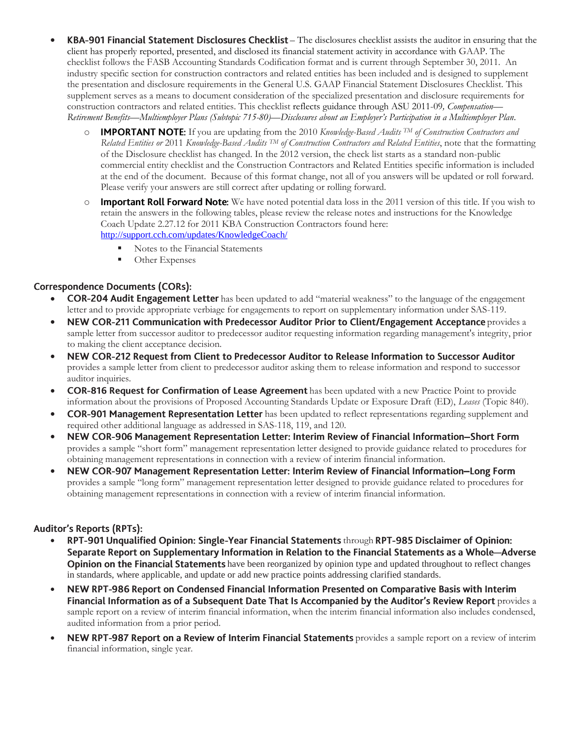- **KBA-901 Financial Statement Disclosures Checklist** – The disclosures checklist assists the auditor in ensuring that the client has properly reported, presented, and disclosed its financial statement activity in accordance with GAAP. The checklist follows the FASB Accounting Standards Codification format and is current through September 30, 2011. An industry specific section for construction contractors and related entities has been included and is designed to supplement the presentation and disclosure requirements in the General U.S. GAAP Financial Statement Disclosures Checklist. This supplement serves as a means to document consideration of the specialized presentation and disclosure requirements for construction contractors and related entities. This checklist reflects guidance through ASU 2011-09*, Compensation—Retirement Benefits—Multiemployer Plans (Subtopic 715-80)—Disclosures about an Employer's Participation in a Multiemployer Plan*.
  - **IMPORTANT NOTE:** If you are updating from the 2010 *Knowledge-Based Audits ™ of Construction Contractors and Related Entities or* 2011 *Knowledge-Based Audits ™ of Construction Contractors and Related Entities*, note that the formatting of the Disclosure checklist has changed. In the 2012 version, the check list starts as a standard non-public commercial entity checklist and the Construction Contractors and Related Entities specific information is included at the end of the document. Because of this format change, not all of you answers will be updated or roll forward. Please verify your answers are still correct after updating or rolling forward.
  - **Important Roll Forward Note:** We have noted potential data loss in the 2011 version of this title. If you wish to retain the answers in the following tables, please review the release notes and instructions for the Knowledge Coach Update 2.27.12 for 2011 KBA Construction Contractors found here: http://support.cch.com/updates/KnowledgeCoach/
    - Notes to the Financial Statements
    - Other Expenses

### Correspondence Documents (CORs):

- **COR-204 Audit Engagement Letter** has been updated to add "material weakness" to the language of the engagement letter and to provide appropriate verbiage for engagements to report on supplementary information under SAS-119.
- **NEW COR-211 Communication with Predecessor Auditor Prior to Client/Engagement Acceptance** provides a sample letter from successor auditor to predecessor auditor requesting information regarding management's integrity, prior to making the client acceptance decision.
- **NEW COR-212 Request from Client to Predecessor Auditor to Release Information to Successor Auditor** provides a sample letter from client to predecessor auditor asking them to release information and respond to successor auditor inquiries.
- **COR-816 Request for Confirmation of Lease Agreement** has been updated with a new Practice Point to provide information about the provisions of Proposed Accounting Standards Update or Exposure Draft (ED), *Leases* (Topic 840).
- **COR-901 Management Representation Letter** has been updated to reflect representations regarding supplement and required other additional language as addressed in SAS-118, 119, and 120.
- **NEW COR-906 Management Representation Letter: Interim Review of Financial Information—Short Form** provides a sample "short form" management representation letter designed to provide guidance related to procedures for obtaining management representations in connection with a review of interim financial information.
- **NEW COR-907 Management Representation Letter: Interim Review of Financial Information—Long Form** provides a sample "long form" management representation letter designed to provide guidance related to procedures for obtaining management representations in connection with a review of interim financial information.

### Auditor's Reports (RPTs):

- **RPT-901 Unqualified Opinion: Single-Year Financial Statements** through **RPT-985 Disclaimer of Opinion: Separate Report on Supplementary Information in Relation to the Financial Statements as a Whole—Adverse Opinion on the Financial Statements** have been reorganized by opinion type and updated throughout to reflect changes in standards, where applicable, and update or add new practice points addressing clarified standards.
- **NEW RPT-986 Report on Condensed Financial Information Presented on Comparative Basis with Interim Financial Information as of a Subsequent Date That Is Accompanied by the Auditor's Review Report** provides a sample report on a review of interim financial information, when the interim financial information also includes condensed, audited information from a prior period.
- **NEW RPT-987 Report on a Review of Interim Financial Statements** provides a sample report on a review of interim financial information, single year.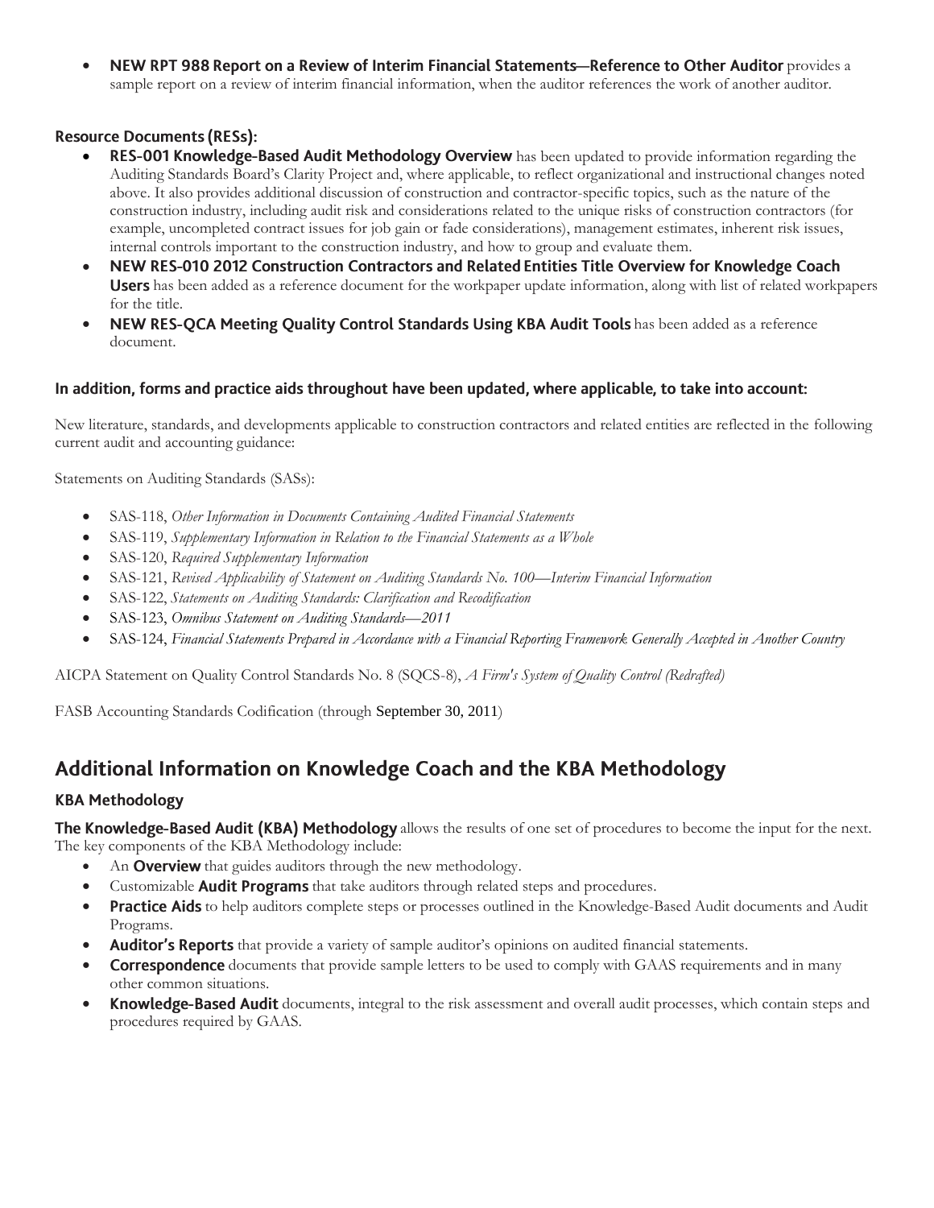- **NEW RPT 988 Report on a Review of Interim Financial Statements—Reference to Other Auditor** provides a sample report on a review of interim financial information, when the auditor references the work of another auditor.

### Resource Documents (RESs):

- **RES-001 Knowledge-Based Audit Methodology Overview** has been updated to provide information regarding the Auditing Standards Board's Clarity Project and, where applicable, to reflect organizational and instructional changes noted above. It also provides additional discussion of construction and contractor-specific topics, such as the nature of the construction industry, including audit risk and considerations related to the unique risks of construction contractors (for example, uncompleted contract issues for job gain or fade considerations), management estimates, inherent risk issues, internal controls important to the construction industry, and how to group and evaluate them.
- **NEW RES-010 2012 Construction Contractors and Related Entities Title Overview for Knowledge Coach Users** has been added as a reference document for the workpaper update information, along with list of related workpapers for the title.
- **NEW RES-QCA Meeting Quality Control Standards Using KBA Audit Tools** has been added as a reference document.

### In addition, forms and practice aids throughout have been updated, where applicable, to take into account:

New literature, standards, and developments applicable to construction contractors and related entities are reflected in the following current audit and accounting guidance:

Statements on Auditing Standards (SASs):

- SAS-118, *Other Information in Documents Containing Audited Financial Statements*
- SAS-119, *Supplementary Information in Relation to the Financial Statements as a Whole*
- SAS-120, *Required Supplementary Information*
- SAS-121, *Revised Applicability of Statement on Auditing Standards No. 100—Interim Financial Information*
- SAS-122, *Statements on Auditing Standards: Clarification and Recodification*
- SAS-123, *Omnibus Statement on Auditing Standards—2011*
- SAS-124, *Financial Statements Prepared in Accordance with a Financial Reporting Framework Generally Accepted in Another Country*

AICPA Statement on Quality Control Standards No. 8 (SQCS-8), *A Firm's System of Quality Control (Redrafted)*

FASB Accounting Standards Codification (through September 30, 2011)

## Additional Information on Knowledge Coach and the KBA Methodology

### KBA Methodology

**The Knowledge-Based Audit (KBA) Methodology** allows the results of one set of procedures to become the input for the next. The key components of the KBA Methodology include:

- An **Overview** that guides auditors through the new methodology.
- Customizable **Audit Programs** that take auditors through related steps and procedures.
- **Practice Aids** to help auditors complete steps or processes outlined in the Knowledge-Based Audit documents and Audit Programs.
- **Auditor's Reports** that provide a variety of sample auditor's opinions on audited financial statements.
- **Correspondence** documents that provide sample letters to be used to comply with GAAS requirements and in many other common situations.
- **Knowledge-Based Audit** documents, integral to the risk assessment and overall audit processes, which contain steps and procedures required by GAAS.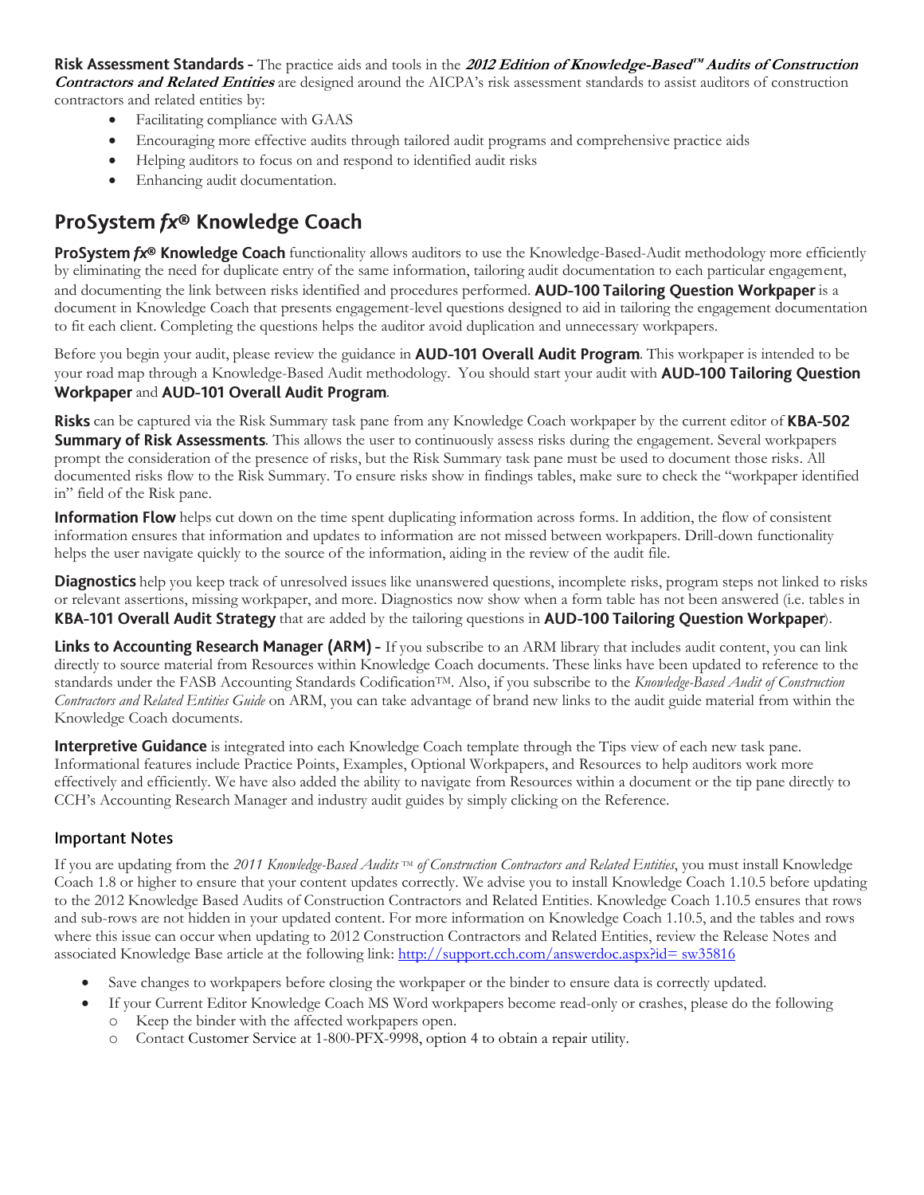**Risk Assessment Standards -** The practice aids and tools in the ***2012 Edition of Knowledge-Based™ Audits of Construction Contractors and Related Entities*** are designed around the AICPA's risk assessment standards to assist auditors of construction contractors and related entities by:

- Facilitating compliance with GAAS
- Encouraging more effective audits through tailored audit programs and comprehensive practice aids
- Helping auditors to focus on and respond to identified audit risks
- Enhancing audit documentation.

## ProSystem *fx*® Knowledge Coach

**ProSystem *fx*® Knowledge Coach** functionality allows auditors to use the Knowledge-Based-Audit methodology more efficiently by eliminating the need for duplicate entry of the same information, tailoring audit documentation to each particular engagement, and documenting the link between risks identified and procedures performed. **AUD-100 Tailoring Question Workpaper** is a document in Knowledge Coach that presents engagement-level questions designed to aid in tailoring the engagement documentation to fit each client. Completing the questions helps the auditor avoid duplication and unnecessary workpapers.

Before you begin your audit, please review the guidance in **AUD-101 Overall Audit Program**. This workpaper is intended to be your road map through a Knowledge-Based Audit methodology. You should start your audit with **AUD-100 Tailoring Question Workpaper** and **AUD-101 Overall Audit Program**.

**Risks** can be captured via the Risk Summary task pane from any Knowledge Coach workpaper by the current editor of **KBA-502 Summary of Risk Assessments**. This allows the user to continuously assess risks during the engagement. Several workpapers prompt the consideration of the presence of risks, but the Risk Summary task pane must be used to document those risks. All documented risks flow to the Risk Summary. To ensure risks show in findings tables, make sure to check the "workpaper identified in" field of the Risk pane.

**Information Flow** helps cut down on the time spent duplicating information across forms. In addition, the flow of consistent information ensures that information and updates to information are not missed between workpapers. Drill-down functionality helps the user navigate quickly to the source of the information, aiding in the review of the audit file.

**Diagnostics** help you keep track of unresolved issues like unanswered questions, incomplete risks, program steps not linked to risks or relevant assertions, missing workpaper, and more. Diagnostics now show when a form table has not been answered (i.e. tables in **KBA-101 Overall Audit Strategy** that are added by the tailoring questions in **AUD-100 Tailoring Question Workpaper**).

**Links to Accounting Research Manager (ARM) -** If you subscribe to an ARM library that includes audit content, you can link directly to source material from Resources within Knowledge Coach documents. These links have been updated to reference to the standards under the FASB Accounting Standards Codification™. Also, if you subscribe to the *Knowledge-Based Audit of Construction Contractors and Related Entities Guide* on ARM, you can take advantage of brand new links to the audit guide material from within the Knowledge Coach documents.

**Interpretive Guidance** is integrated into each Knowledge Coach template through the Tips view of each new task pane. Informational features include Practice Points, Examples, Optional Workpapers, and Resources to help auditors work more effectively and efficiently. We have also added the ability to navigate from Resources within a document or the tip pane directly to CCH's Accounting Research Manager and industry audit guides by simply clicking on the Reference.

### Important Notes

If you are updating from the *2011 Knowledge-Based Audits ™ of Construction Contractors and Related Entities*, you must install Knowledge Coach 1.8 or higher to ensure that your content updates correctly. We advise you to install Knowledge Coach 1.10.5 before updating to the 2012 Knowledge Based Audits of Construction Contractors and Related Entities. Knowledge Coach 1.10.5 ensures that rows and sub-rows are not hidden in your updated content. For more information on Knowledge Coach 1.10.5, and the tables and rows where this issue can occur when updating to 2012 Construction Contractors and Related Entities, review the Release Notes and associated Knowledge Base article at the following link: [http://support.cch.com/answerdoc.aspx?id= sw35816](http://support.cch.com/answerdoc.aspx?id=sw35816)

- Save changes to workpapers before closing the workpaper or the binder to ensure data is correctly updated.
- If your Current Editor Knowledge Coach MS Word workpapers become read-only or crashes, please do the following
  - Keep the binder with the affected workpapers open.
  - Contact Customer Service at 1-800-PFX-9998, option 4 to obtain a repair utility.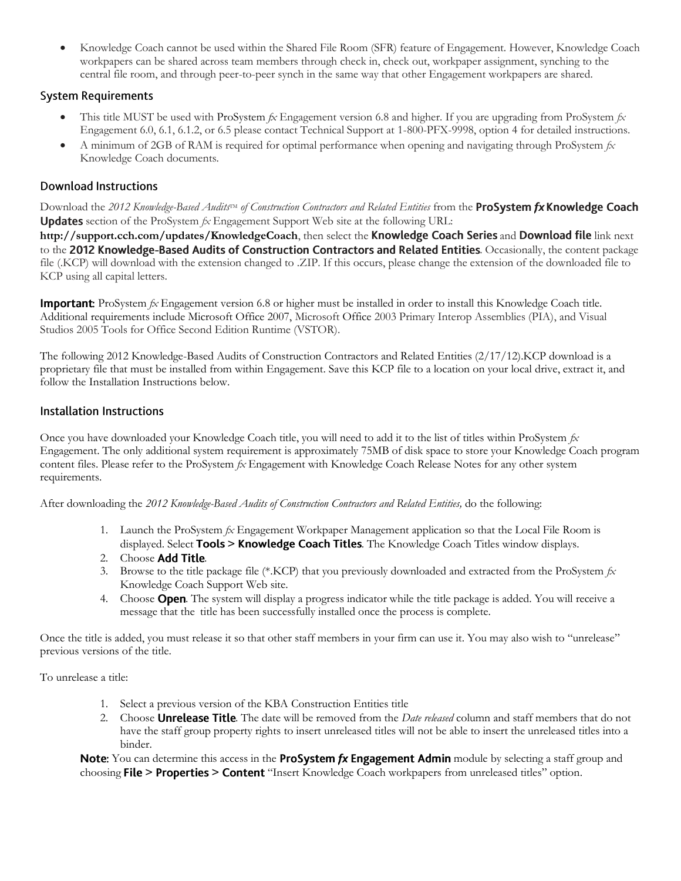- Knowledge Coach cannot be used within the Shared File Room (SFR) feature of Engagement. However, Knowledge Coach workpapers can be shared across team members through check in, check out, workpaper assignment, synching to the central file room, and through peer-to-peer synch in the same way that other Engagement workpapers are shared.

## System Requirements

- This title MUST be used with ProSystem *fx* Engagement version 6.8 and higher. If you are upgrading from ProSystem *fx* Engagement 6.0, 6.1, 6.1.2, or 6.5 please contact Technical Support at 1-800-PFX-9998, option 4 for detailed instructions.
- A minimum of 2GB of RAM is required for optimal performance when opening and navigating through ProSystem *fx* Knowledge Coach documents.

## Download Instructions

Download the *2012 Knowledge-Based Audits™ of Construction Contractors and Related Entities* from the **ProSystem *fx* Knowledge Coach Updates** section of the ProSystem *fx* Engagement Support Web site at the following URL: **http://support.cch.com/updates/KnowledgeCoach**, then select the **Knowledge Coach Series** and **Download file** link next to the **2012 Knowledge-Based Audits of Construction Contractors and Related Entities**. Occasionally, the content package file (.KCP) will download with the extension changed to .ZIP. If this occurs, please change the extension of the downloaded file to KCP using all capital letters.

**Important:** ProSystem *fx* Engagement version 6.8 or higher must be installed in order to install this Knowledge Coach title. Additional requirements include Microsoft Office 2007, Microsoft Office 2003 Primary Interop Assemblies (PIA), and Visual Studios 2005 Tools for Office Second Edition Runtime (VSTOR).

The following 2012 Knowledge-Based Audits of Construction Contractors and Related Entities (2/17/12).KCP download is a proprietary file that must be installed from within Engagement. Save this KCP file to a location on your local drive, extract it, and follow the Installation Instructions below.

## Installation Instructions

Once you have downloaded your Knowledge Coach title, you will need to add it to the list of titles within ProSystem *fx* Engagement. The only additional system requirement is approximately 75MB of disk space to store your Knowledge Coach program content files. Please refer to the ProSystem *fx* Engagement with Knowledge Coach Release Notes for any other system requirements.

After downloading the *2012 Knowledge-Based Audits of Construction Contractors and Related Entities,* do the following:

1. Launch the ProSystem *fx* Engagement Workpaper Management application so that the Local File Room is displayed. Select **Tools > Knowledge Coach Titles**. The Knowledge Coach Titles window displays.
2. Choose **Add Title**.
3. Browse to the title package file (*.KCP) that you previously downloaded and extracted from the ProSystem *fx* Knowledge Coach Support Web site.
4. Choose **Open**. The system will display a progress indicator while the title package is added. You will receive a message that the title has been successfully installed once the process is complete.

Once the title is added, you must release it so that other staff members in your firm can use it. You may also wish to "unrelease" previous versions of the title.

To unrelease a title:

1. Select a previous version of the KBA Construction Entities title
2. Choose **Unrelease Title**. The date will be removed from the *Date released* column and staff members that do not have the staff group property rights to insert unreleased titles will not be able to insert the unreleased titles into a binder.

**Note:** You can determine this access in the **ProSystem *fx* Engagement Admin** module by selecting a staff group and choosing **File > Properties > Content** "Insert Knowledge Coach workpapers from unreleased titles" option.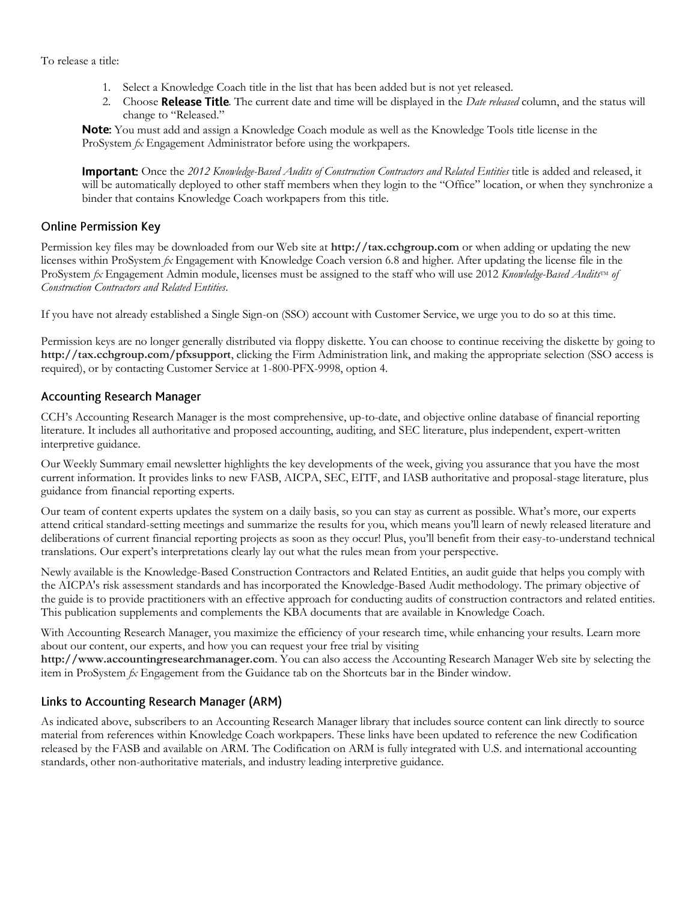To release a title:

1. Select a Knowledge Coach title in the list that has been added but is not yet released.
2. Choose **Release Title**. The current date and time will be displayed in the *Date released* column, and the status will change to "Released."

**Note:** You must add and assign a Knowledge Coach module as well as the Knowledge Tools title license in the ProSystem *fx* Engagement Administrator before using the workpapers.

**Important:** Once the *2012 Knowledge-Based Audits of Construction Contractors and Related Entities* title is added and released, it will be automatically deployed to other staff members when they login to the "Office" location, or when they synchronize a binder that contains Knowledge Coach workpapers from this title.

## Online Permission Key

Permission key files may be downloaded from our Web site at **http://tax.cchgroup.com** or when adding or updating the new licenses within ProSystem *fx* Engagement with Knowledge Coach version 6.8 and higher. After updating the license file in the ProSystem *fx* Engagement Admin module, licenses must be assigned to the staff who will use 2012 *Knowledge-Based Audits™ of Construction Contractors and Related Entities*.

If you have not already established a Single Sign-on (SSO) account with Customer Service, we urge you to do so at this time.

Permission keys are no longer generally distributed via floppy diskette. You can choose to continue receiving the diskette by going to **http://tax.cchgroup.com/pfxsupport**, clicking the Firm Administration link, and making the appropriate selection (SSO access is required), or by contacting Customer Service at 1-800-PFX-9998, option 4.

## Accounting Research Manager

CCH's Accounting Research Manager is the most comprehensive, up-to-date, and objective online database of financial reporting literature. It includes all authoritative and proposed accounting, auditing, and SEC literature, plus independent, expert-written interpretive guidance.

Our Weekly Summary email newsletter highlights the key developments of the week, giving you assurance that you have the most current information. It provides links to new FASB, AICPA, SEC, EITF, and IASB authoritative and proposal-stage literature, plus guidance from financial reporting experts.

Our team of content experts updates the system on a daily basis, so you can stay as current as possible. What's more, our experts attend critical standard-setting meetings and summarize the results for you, which means you'll learn of newly released literature and deliberations of current financial reporting projects as soon as they occur! Plus, you'll benefit from their easy-to-understand technical translations. Our expert's interpretations clearly lay out what the rules mean from your perspective.

Newly available is the Knowledge-Based Construction Contractors and Related Entities, an audit guide that helps you comply with the AICPA's risk assessment standards and has incorporated the Knowledge-Based Audit methodology. The primary objective of the guide is to provide practitioners with an effective approach for conducting audits of construction contractors and related entities. This publication supplements and complements the KBA documents that are available in Knowledge Coach.

With Accounting Research Manager, you maximize the efficiency of your research time, while enhancing your results. Learn more about our content, our experts, and how you can request your free trial by visiting **http://www.accountingresearchmanager.com**. You can also access the Accounting Research Manager Web site by selecting the item in ProSystem *fx* Engagement from the Guidance tab on the Shortcuts bar in the Binder window.

## Links to Accounting Research Manager (ARM)

As indicated above, subscribers to an Accounting Research Manager library that includes source content can link directly to source material from references within Knowledge Coach workpapers. These links have been updated to reference the new Codification released by the FASB and available on ARM. The Codification on ARM is fully integrated with U.S. and international accounting standards, other non-authoritative materials, and industry leading interpretive guidance.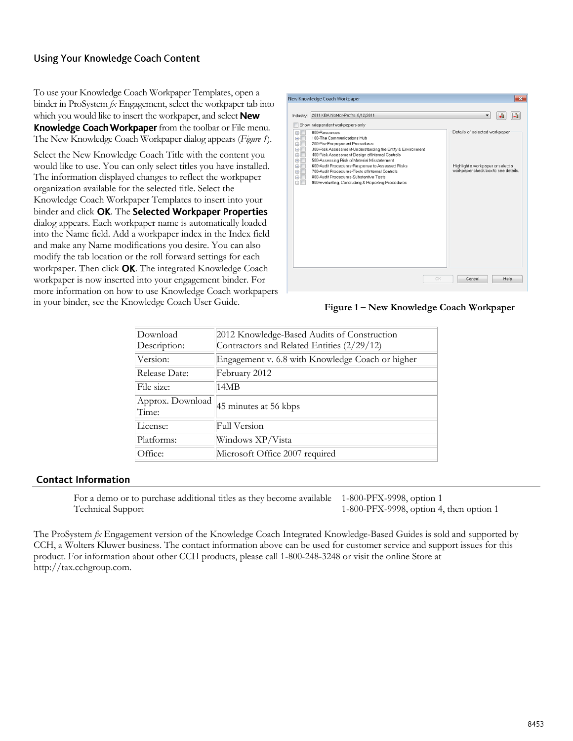## Using Your Knowledge Coach Content

To use your Knowledge Coach Workpaper Templates, open a binder in ProSystem *fx* Engagement, select the workpaper tab into which you would like to insert the workpaper, and select **New Knowledge Coach Workpaper** from the toolbar or File menu. The New Knowledge Coach Workpaper dialog appears (*Figure 1*).

Select the New Knowledge Coach Title with the content you would like to use. You can only select titles you have installed. The information displayed changes to reflect the workpaper organization available for the selected title. Select the Knowledge Coach Workpaper Templates to insert into your binder and click **OK**. The **Selected Workpaper Properties** dialog appears. Each workpaper name is automatically loaded into the Name field. Add a workpaper index in the Index field and make any Name modifications you desire. You can also modify the tab location or the roll forward settings for each workpaper. Then click **OK**. The integrated Knowledge Coach workpaper is now inserted into your engagement binder. For more information on how to use Knowledge Coach workpapers in your binder, see the Knowledge Coach User Guide.

**Figure 1 – New Knowledge Coach Workpaper**

| | |
|---|---|
| Download Description: | 2012 Knowledge-Based Audits of Construction Contractors and Related Entities (2/29/12) |
| Version: | Engagement v. 6.8 with Knowledge Coach or higher |
| Release Date: | February 2012 |
| File size: | 14MB |
| Approx. Download Time: | 45 minutes at 56 kbps |
| License: | Full Version |
| Platforms: | Windows XP/Vista |
| Office: | Microsoft Office 2007 required |

## Contact Information

| | |
|---|---|
| For a demo or to purchase additional titles as they become available | 1-800-PFX-9998, option 1 |
| Technical Support | 1-800-PFX-9998, option 4, then option 1 |

The ProSystem *fx* Engagement version of the Knowledge Coach Integrated Knowledge-Based Guides is sold and supported by CCH, a Wolters Kluwer business. The contact information above can be used for customer service and support issues for this product. For information about other CCH products, please call 1-800-248-3248 or visit the online Store at http://tax.cchgroup.com.